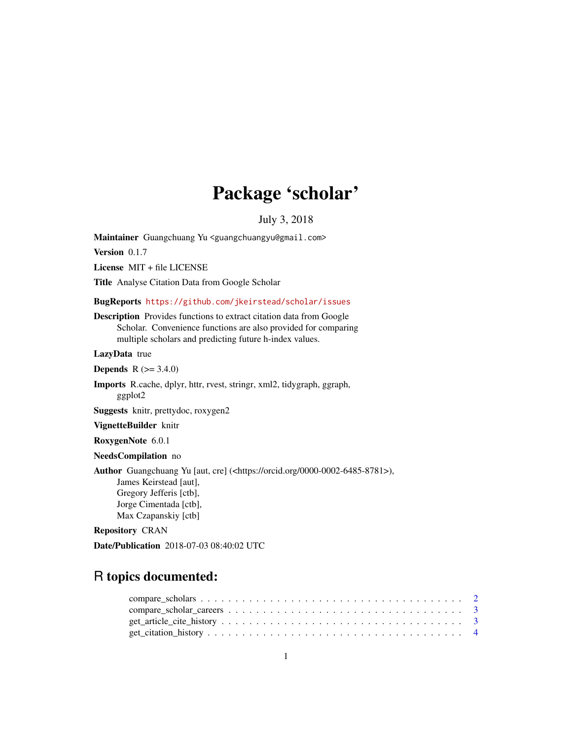# Package 'scholar'

July 3, 2018

**Maintainer** Guangchuang Yu <guangchuangyu@gmail.com>

**Version** 0.1.7

**License** MIT + file LICENSE

**Title** Analyse Citation Data from Google Scholar

**BugReports** https://github.com/jkeirstead/scholar/issues

**Description** Provides functions to extract citation data from Google Scholar. Convenience functions are also provided for comparing multiple scholars and predicting future h-index values.

**LazyData** true

**Depends** R (>= 3.4.0)

**Imports** R.cache, dplyr, httr, rvest, stringr, xml2, tidygraph, ggraph, ggplot2

**Suggests** knitr, prettydoc, roxygen2

**VignetteBuilder** knitr

**RoxygenNote** 6.0.1

**NeedsCompilation** no

**Author** Guangchuang Yu [aut, cre] (<https://orcid.org/0000-0002-6485-8781>),
James Keirstead [aut],
Gregory Jefferis [ctb],
Jorge Cimentada [ctb],
Max Czapanskiy [ctb]

**Repository** CRAN

**Date/Publication** 2018-07-03 08:40:02 UTC

## R topics documented:

compare_scholars . . . . . . . . . . . . . . . . . . . . . . . . . . . . . . . . . . . . 2
compare_scholar_careers . . . . . . . . . . . . . . . . . . . . . . . . . . . . . . . . 3
get_article_cite_history . . . . . . . . . . . . . . . . . . . . . . . . . . . . . . . . 3
get_citation_history . . . . . . . . . . . . . . . . . . . . . . . . . . . . . . . . . . 4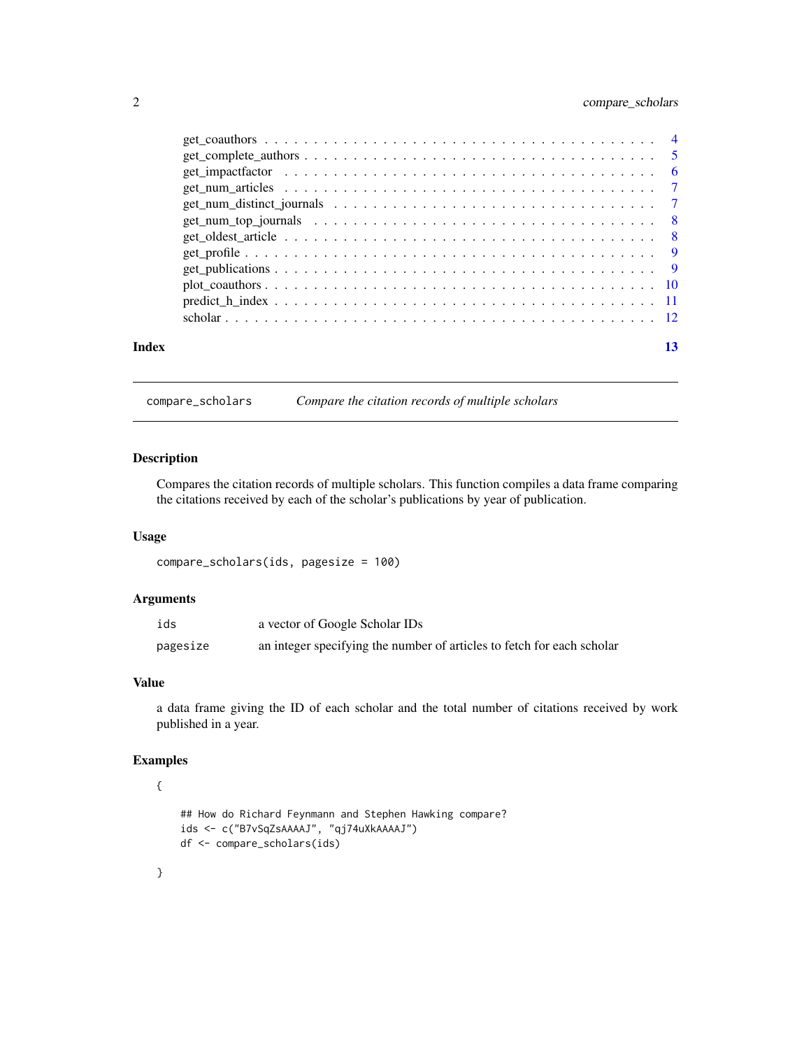get_coauthors . . . . . . . . . . . . . . . . . . . . . . . . . . . . . . . . . . . . . . . 4
get_complete_authors . . . . . . . . . . . . . . . . . . . . . . . . . . . . . . . . . . . 5
get_impactfactor . . . . . . . . . . . . . . . . . . . . . . . . . . . . . . . . . . . . . 6
get_num_articles . . . . . . . . . . . . . . . . . . . . . . . . . . . . . . . . . . . . . 7
get_num_distinct_journals . . . . . . . . . . . . . . . . . . . . . . . . . . . . . . . 7
get_num_top_journals . . . . . . . . . . . . . . . . . . . . . . . . . . . . . . . . . . 8
get_oldest_article . . . . . . . . . . . . . . . . . . . . . . . . . . . . . . . . . . . . 8
get_profile . . . . . . . . . . . . . . . . . . . . . . . . . . . . . . . . . . . . . . . . 9
get_publications . . . . . . . . . . . . . . . . . . . . . . . . . . . . . . . . . . . . . 9
plot_coauthors . . . . . . . . . . . . . . . . . . . . . . . . . . . . . . . . . . . . . . 10
predict_h_index . . . . . . . . . . . . . . . . . . . . . . . . . . . . . . . . . . . . . 11
scholar . . . . . . . . . . . . . . . . . . . . . . . . . . . . . . . . . . . . . . . . . . 12

**Index** **13**

---

`compare_scholars` *Compare the citation records of multiple scholars*

---

## Description

Compares the citation records of multiple scholars. This function compiles a data frame comparing the citations received by each of the scholar's publications by year of publication.

## Usage

```
compare_scholars(ids, pagesize = 100)
```

## Arguments

| | |
|---|---|
| `ids` | a vector of Google Scholar IDs |
| `pagesize` | an integer specifying the number of articles to fetch for each scholar |

## Value

a data frame giving the ID of each scholar and the total number of citations received by work published in a year.

## Examples

```
{

    ## How do Richard Feynmann and Stephen Hawking compare?
    ids <- c("B7vSqZsAAAAJ", "qj74uXkAAAAJ")
    df <- compare_scholars(ids)

}
```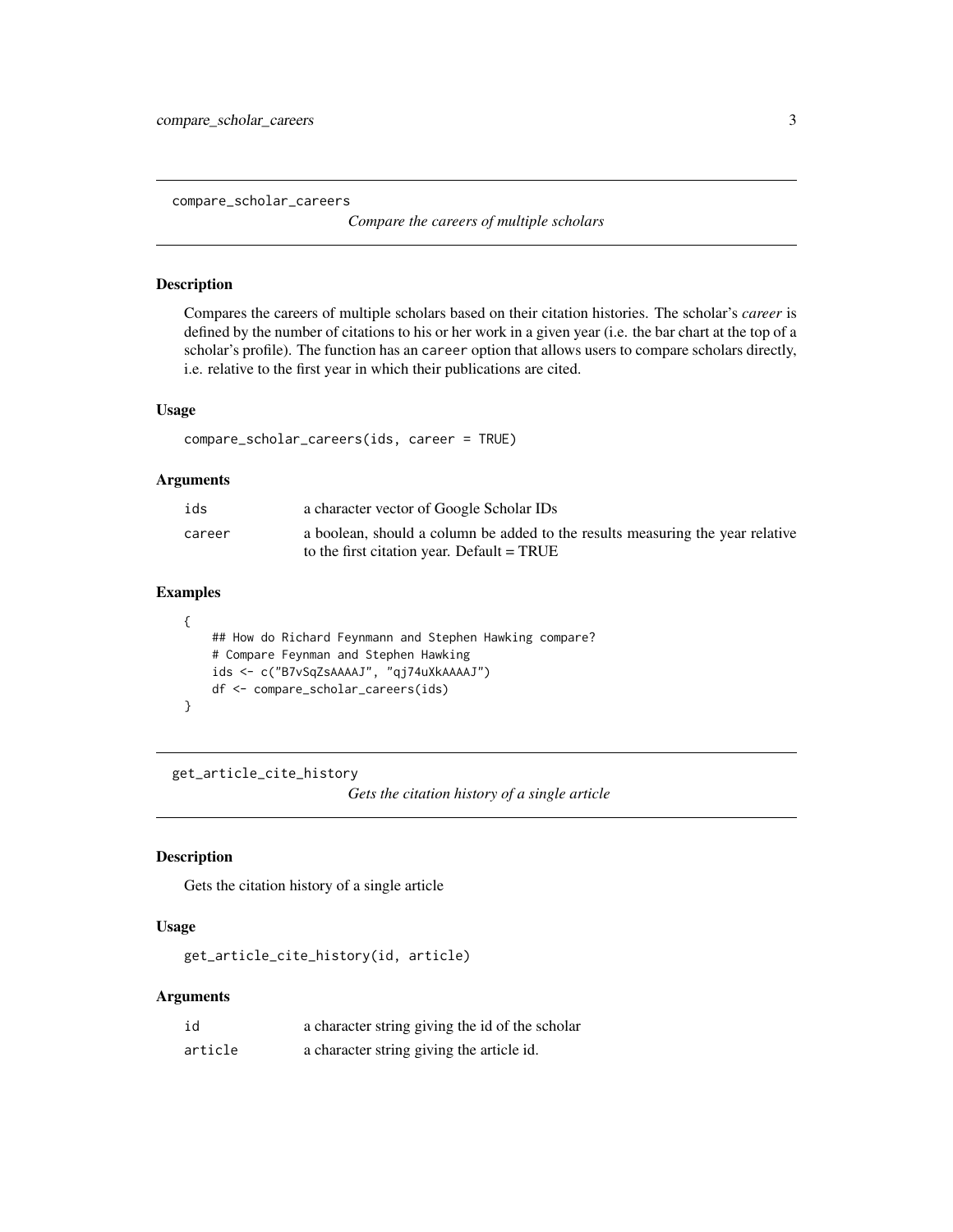## compare_scholar_careers

*Compare the careers of multiple scholars*

### Description

Compares the careers of multiple scholars based on their citation histories. The scholar's *career* is defined by the number of citations to his or her work in a given year (i.e. the bar chart at the top of a scholar's profile). The function has an `career` option that allows users to compare scholars directly, i.e. relative to the first year in which their publications are cited.

### Usage

```
compare_scholar_careers(ids, career = TRUE)
```

### Arguments

| | |
|---|---|
| `ids` | a character vector of Google Scholar IDs |
| `career` | a boolean, should a column be added to the results measuring the year relative to the first citation year. Default = TRUE |

### Examples

```
{
    ## How do Richard Feynmann and Stephen Hawking compare?
    # Compare Feynman and Stephen Hawking
    ids <- c("B7vSqZsAAAAJ", "qj74uXkAAAAJ")
    df <- compare_scholar_careers(ids)
}
```

## get_article_cite_history

*Gets the citation history of a single article*

### Description

Gets the citation history of a single article

### Usage

```
get_article_cite_history(id, article)
```

### Arguments

| | |
|---|---|
| `id` | a character string giving the id of the scholar |
| `article` | a character string giving the article id. |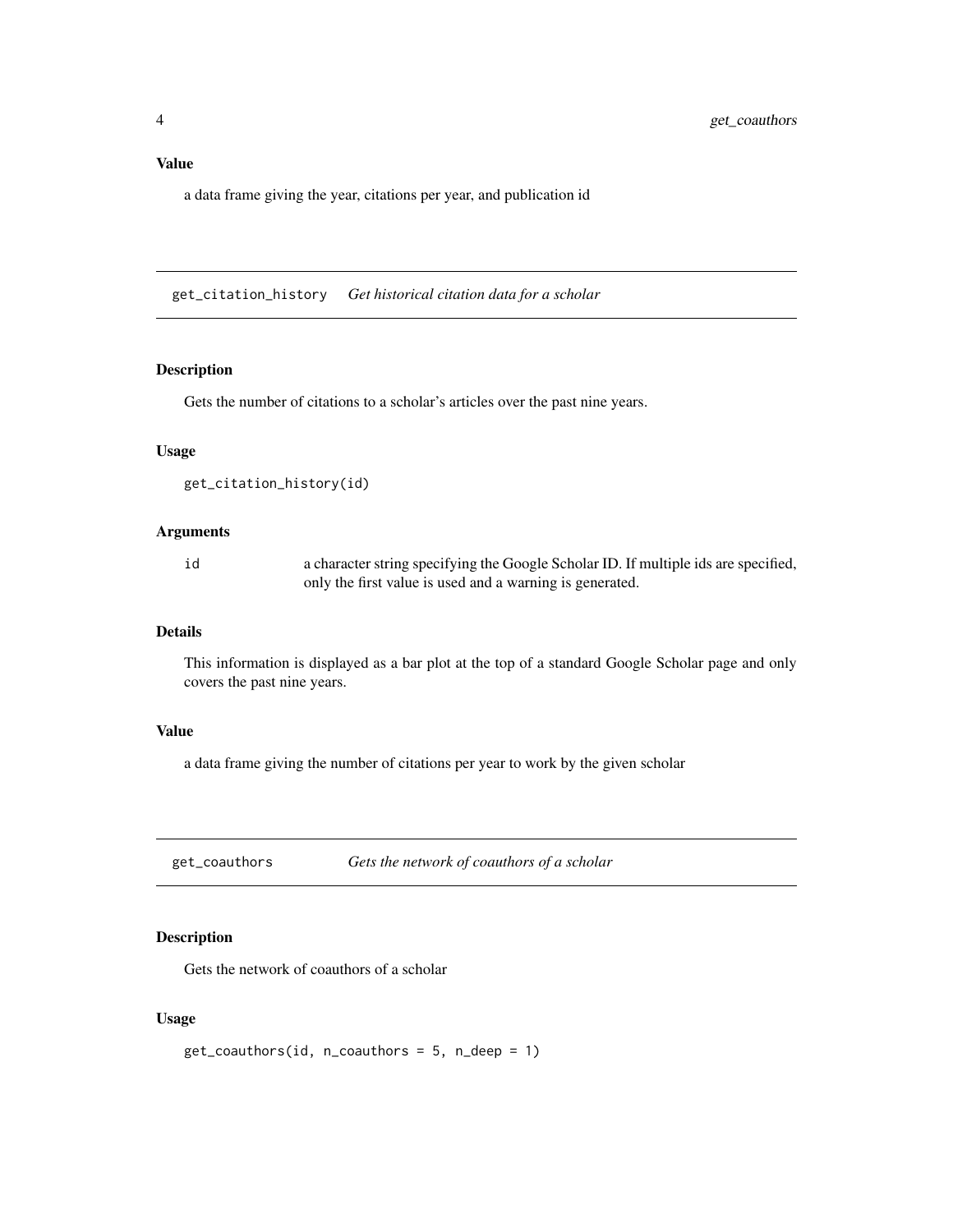### Value

a data frame giving the year, citations per year, and publication id

---

## get_citation_history *Get historical citation data for a scholar*

### Description

Gets the number of citations to a scholar's articles over the past nine years.

### Usage

```
get_citation_history(id)
```

### Arguments

| | |
|---|---|
| id | a character string specifying the Google Scholar ID. If multiple ids are specified, only the first value is used and a warning is generated. |

### Details

This information is displayed as a bar plot at the top of a standard Google Scholar page and only covers the past nine years.

### Value

a data frame giving the number of citations per year to work by the given scholar

---

## get_coauthors *Gets the network of coauthors of a scholar*

### Description

Gets the network of coauthors of a scholar

### Usage

```
get_coauthors(id, n_coauthors = 5, n_deep = 1)
```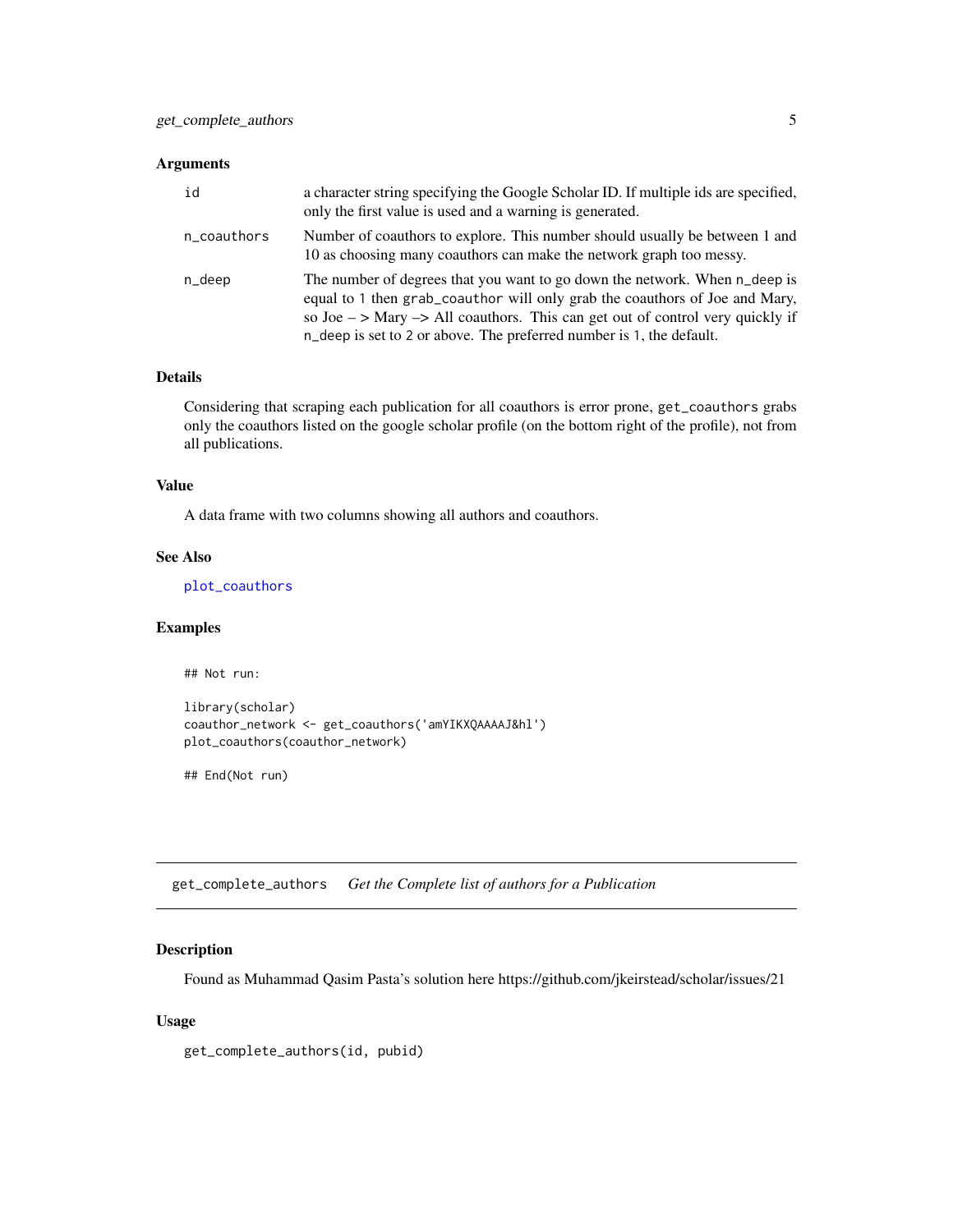### Arguments

| | |
|---|---|
| id | a character string specifying the Google Scholar ID. If multiple ids are specified, only the first value is used and a warning is generated. |
| n_coauthors | Number of coauthors to explore. This number should usually be between 1 and 10 as choosing many coauthors can make the network graph too messy. |
| n_deep | The number of degrees that you want to go down the network. When n_deep is equal to 1 then grab_coauthor will only grab the coauthors of Joe and Mary, so Joe – > Mary –> All coauthors. This can get out of control very quickly if n_deep is set to 2 or above. The preferred number is 1, the default. |

### Details

Considering that scraping each publication for all coauthors is error prone, get_coauthors grabs only the coauthors listed on the google scholar profile (on the bottom right of the profile), not from all publications.

### Value

A data frame with two columns showing all authors and coauthors.

### See Also

plot_coauthors

### Examples

```
## Not run:

library(scholar)
coauthor_network <- get_coauthors('amYIKXQAAAAJ&hl')
plot_coauthors(coauthor_network)

## End(Not run)
```

---

## get_complete_authors *Get the Complete list of authors for a Publication*

### Description

Found as Muhammad Qasim Pasta's solution here https://github.com/jkeirstead/scholar/issues/21

### Usage

```
get_complete_authors(id, pubid)
```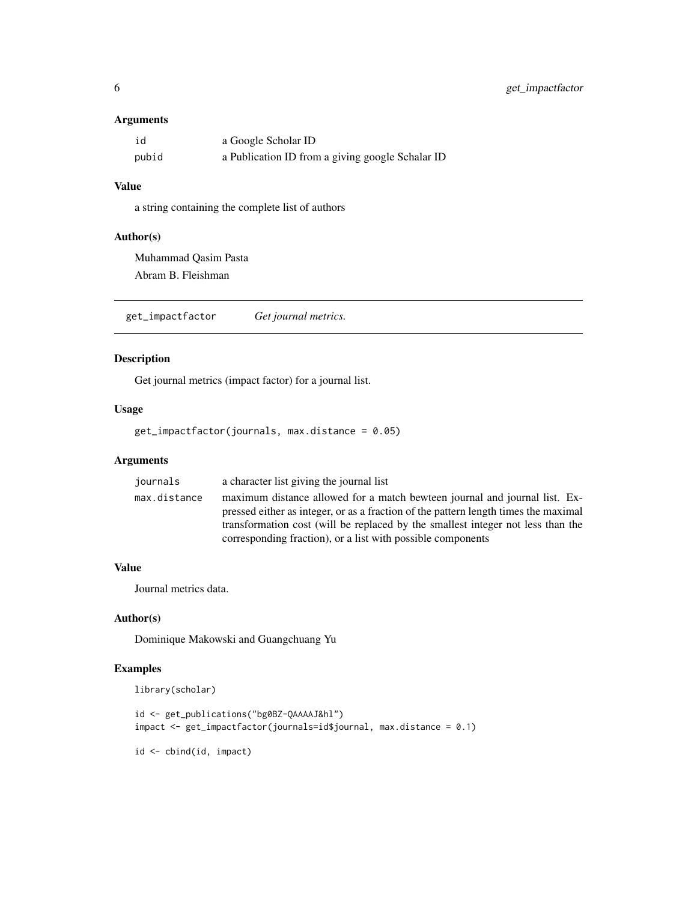### Arguments

| | |
|---|---|
| id | a Google Scholar ID |
| pubid | a Publication ID from a giving google Schalar ID |

### Value

a string containing the complete list of authors

### Author(s)

Muhammad Qasim Pasta

Abram B. Fleishman

---

## get_impactfactor *Get journal metrics.*

---

### Description

Get journal metrics (impact factor) for a journal list.

### Usage

```
get_impactfactor(journals, max.distance = 0.05)
```

### Arguments

| | |
|---|---|
| journals | a character list giving the journal list |
| max.distance | maximum distance allowed for a match bewteen journal and journal list. Expressed either as integer, or as a fraction of the pattern length times the maximal transformation cost (will be replaced by the smallest integer not less than the corresponding fraction), or a list with possible components |

### Value

Journal metrics data.

### Author(s)

Dominique Makowski and Guangchuang Yu

### Examples

```
library(scholar)

id <- get_publications("bg0BZ-QAAAAJ&hl")
impact <- get_impactfactor(journals=id$journal, max.distance = 0.1)

id <- cbind(id, impact)
```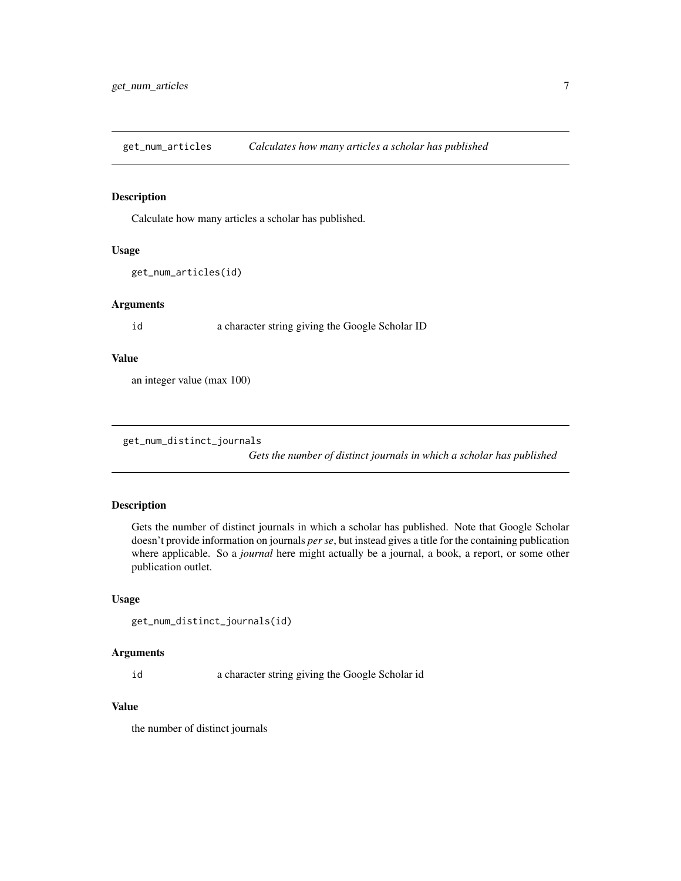## get_num_articles — *Calculates how many articles a scholar has published*

### Description

Calculate how many articles a scholar has published.

### Usage

```
get_num_articles(id)
```

### Arguments

| | |
|---|---|
| `id` | a character string giving the Google Scholar ID |

### Value

an integer value (max 100)

## get_num_distinct_journals — *Gets the number of distinct journals in which a scholar has published*

### Description

Gets the number of distinct journals in which a scholar has published. Note that Google Scholar doesn't provide information on journals *per se*, but instead gives a title for the containing publication where applicable. So a *journal* here might actually be a journal, a book, a report, or some other publication outlet.

### Usage

```
get_num_distinct_journals(id)
```

### Arguments

| | |
|---|---|
| `id` | a character string giving the Google Scholar id |

### Value

the number of distinct journals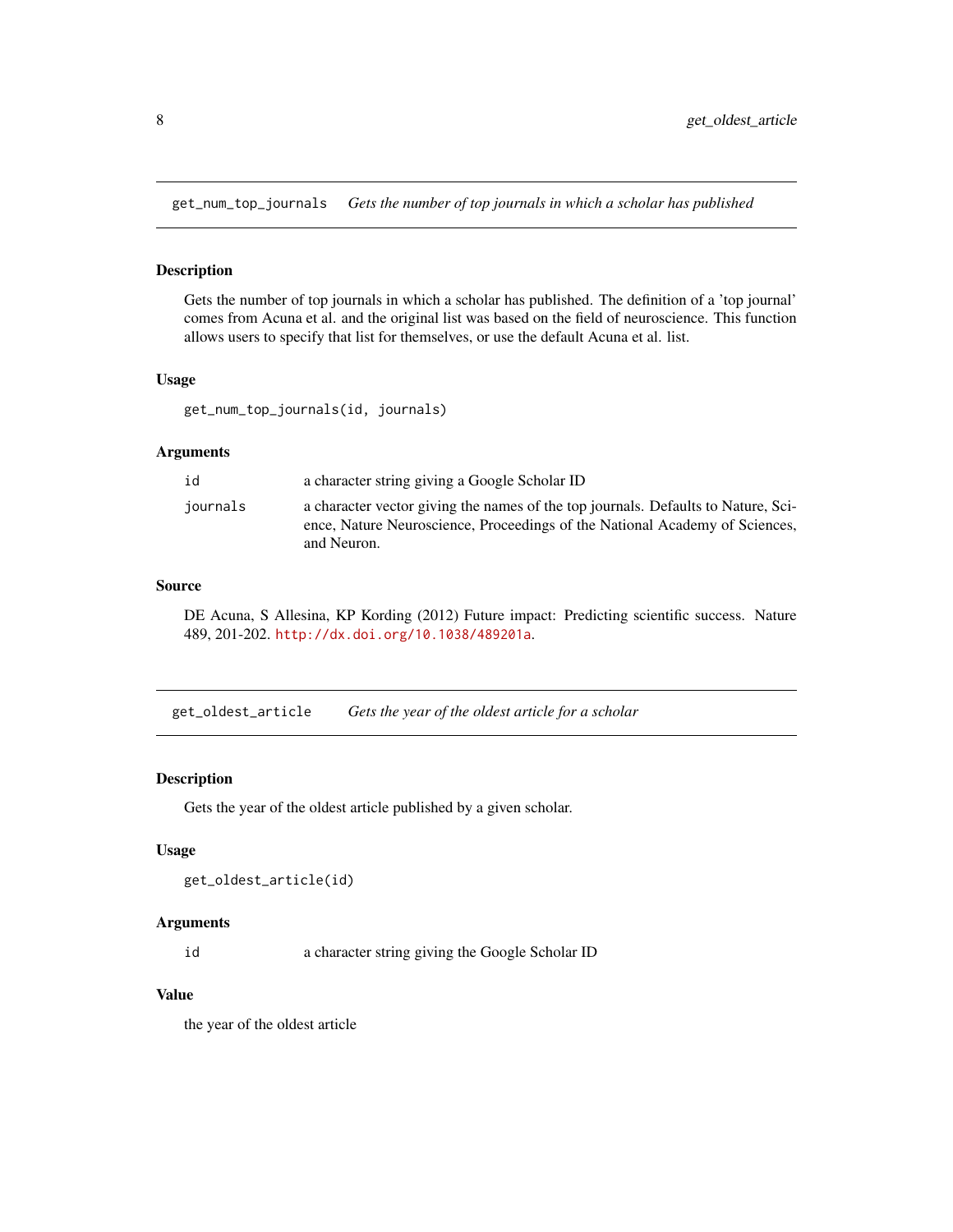## get_num_top_journals *Gets the number of top journals in which a scholar has published*

### Description

Gets the number of top journals in which a scholar has published. The definition of a 'top journal' comes from Acuna et al. and the original list was based on the field of neuroscience. This function allows users to specify that list for themselves, or use the default Acuna et al. list.

### Usage

```
get_num_top_journals(id, journals)
```

### Arguments

| | |
|---|---|
| `id` | a character string giving a Google Scholar ID |
| `journals` | a character vector giving the names of the top journals. Defaults to Nature, Science, Nature Neuroscience, Proceedings of the National Academy of Sciences, and Neuron. |

### Source

DE Acuna, S Allesina, KP Kording (2012) Future impact: Predicting scientific success. Nature 489, 201-202. http://dx.doi.org/10.1038/489201a.

## get_oldest_article *Gets the year of the oldest article for a scholar*

### Description

Gets the year of the oldest article published by a given scholar.

### Usage

```
get_oldest_article(id)
```

### Arguments

| | |
|---|---|
| `id` | a character string giving the Google Scholar ID |

### Value

the year of the oldest article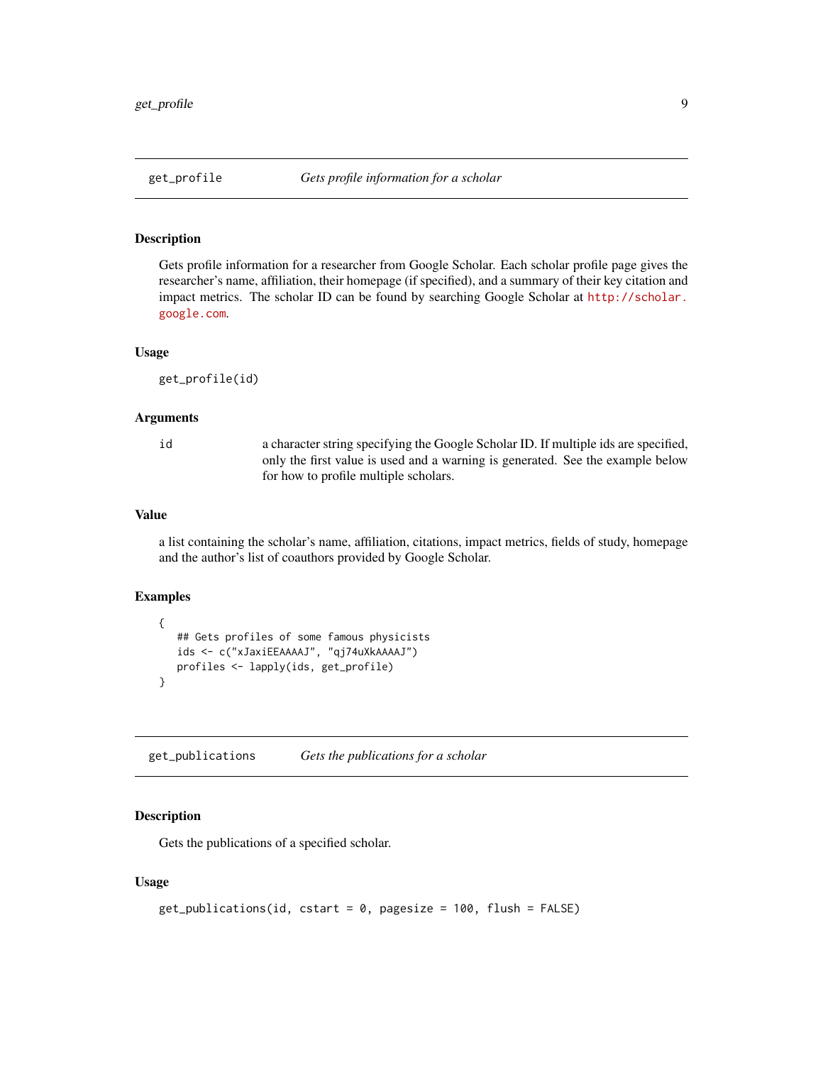## get_profile — *Gets profile information for a scholar*

### Description

Gets profile information for a researcher from Google Scholar. Each scholar profile page gives the researcher's name, affiliation, their homepage (if specified), and a summary of their key citation and impact metrics. The scholar ID can be found by searching Google Scholar at http://scholar.google.com.

### Usage

```
get_profile(id)
```

### Arguments

| | |
|---|---|
| id | a character string specifying the Google Scholar ID. If multiple ids are specified, only the first value is used and a warning is generated. See the example below for how to profile multiple scholars. |

### Value

a list containing the scholar's name, affiliation, citations, impact metrics, fields of study, homepage and the author's list of coauthors provided by Google Scholar.

### Examples

```
{
   ## Gets profiles of some famous physicists
   ids <- c("xJaxiEEAAAAJ", "qj74uXkAAAAJ")
   profiles <- lapply(ids, get_profile)
}
```

## get_publications — *Gets the publications for a scholar*

### Description

Gets the publications of a specified scholar.

### Usage

```
get_publications(id, cstart = 0, pagesize = 100, flush = FALSE)
```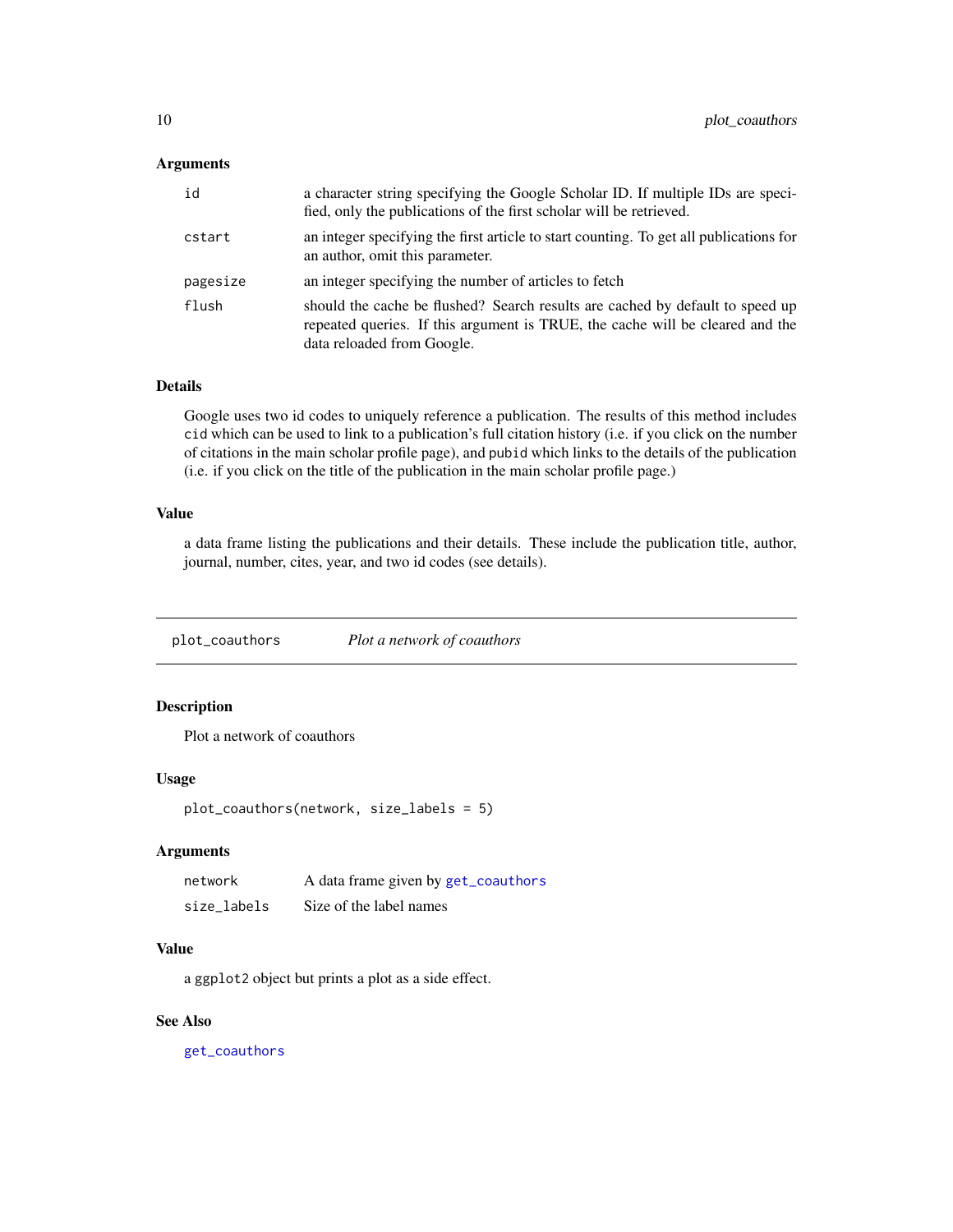### Arguments

| | |
|---|---|
| `id` | a character string specifying the Google Scholar ID. If multiple IDs are specified, only the publications of the first scholar will be retrieved. |
| `cstart` | an integer specifying the first article to start counting. To get all publications for an author, omit this parameter. |
| `pagesize` | an integer specifying the number of articles to fetch |
| `flush` | should the cache be flushed? Search results are cached by default to speed up repeated queries. If this argument is TRUE, the cache will be cleared and the data reloaded from Google. |

### Details

Google uses two id codes to uniquely reference a publication. The results of this method includes `cid` which can be used to link to a publication's full citation history (i.e. if you click on the number of citations in the main scholar profile page), and `pubid` which links to the details of the publication (i.e. if you click on the title of the publication in the main scholar profile page.)

### Value

a data frame listing the publications and their details. These include the publication title, author, journal, number, cites, year, and two id codes (see details).

---

## plot_coauthors — *Plot a network of coauthors*

### Description

Plot a network of coauthors

### Usage

```
plot_coauthors(network, size_labels = 5)
```

### Arguments

| | |
|---|---|
| `network` | A data frame given by `get_coauthors` |
| `size_labels` | Size of the label names |

### Value

a `ggplot2` object but prints a plot as a side effect.

### See Also

`get_coauthors`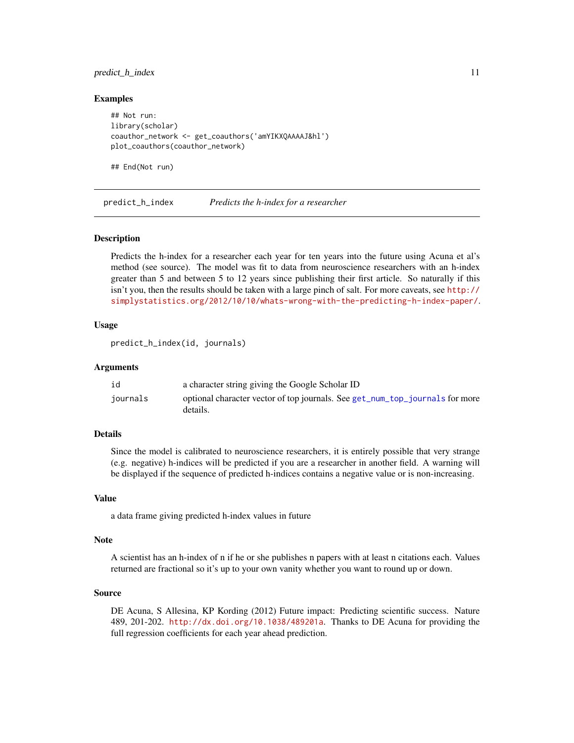### Examples

```
## Not run:
library(scholar)
coauthor_network <- get_coauthors('amYIKXQAAAAJ&hl')
plot_coauthors(coauthor_network)

## End(Not run)
```

---

## predict_h_index *Predicts the h-index for a researcher*

---

### Description

Predicts the h-index for a researcher each year for ten years into the future using Acuna et al's method (see source). The model was fit to data from neuroscience researchers with an h-index greater than 5 and between 5 to 12 years since publishing their first article. So naturally if this isn't you, then the results should be taken with a large pinch of salt. For more caveats, see http://simplystatistics.org/2012/10/10/whats-wrong-with-the-predicting-h-index-paper/.

### Usage

```
predict_h_index(id, journals)
```

### Arguments

| | |
|---|---|
| `id` | a character string giving the Google Scholar ID |
| `journals` | optional character vector of top journals. See `get_num_top_journals` for more details. |

### Details

Since the model is calibrated to neuroscience researchers, it is entirely possible that very strange (e.g. negative) h-indices will be predicted if you are a researcher in another field. A warning will be displayed if the sequence of predicted h-indices contains a negative value or is non-increasing.

### Value

a data frame giving predicted h-index values in future

### Note

A scientist has an h-index of n if he or she publishes n papers with at least n citations each. Values returned are fractional so it's up to your own vanity whether you want to round up or down.

### Source

DE Acuna, S Allesina, KP Kording (2012) Future impact: Predicting scientific success. Nature 489, 201-202. http://dx.doi.org/10.1038/489201a. Thanks to DE Acuna for providing the full regression coefficients for each year ahead prediction.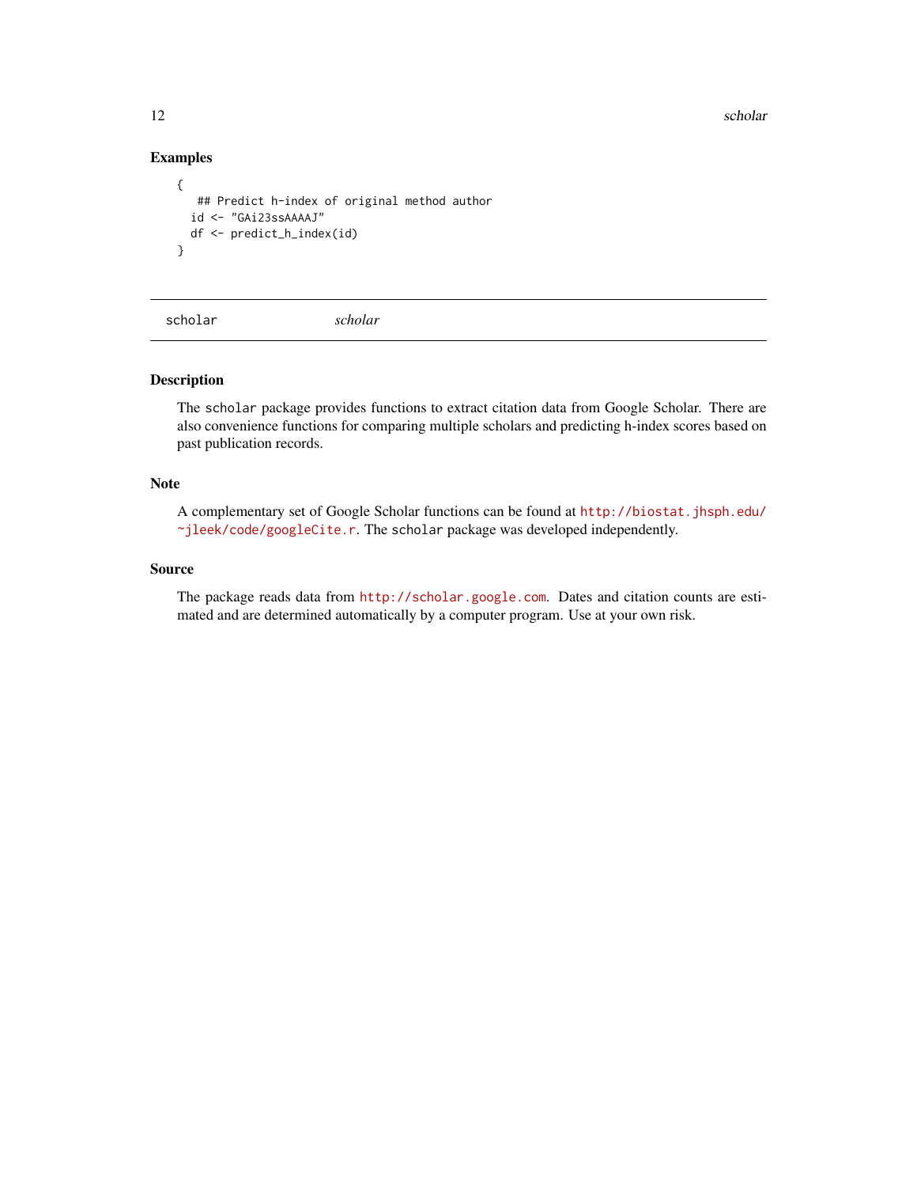### Examples

```
{
   ## Predict h-index of original method author
  id <- "GAi23ssAAAAJ"
  df <- predict_h_index(id)
}
```

---

## scholar *scholar*

---

### Description

The scholar package provides functions to extract citation data from Google Scholar. There are also convenience functions for comparing multiple scholars and predicting h-index scores based on past publication records.

### Note

A complementary set of Google Scholar functions can be found at http://biostat.jhsph.edu/~jleek/code/googleCite.r. The scholar package was developed independently.

### Source

The package reads data from http://scholar.google.com. Dates and citation counts are estimated and are determined automatically by a computer program. Use at your own risk.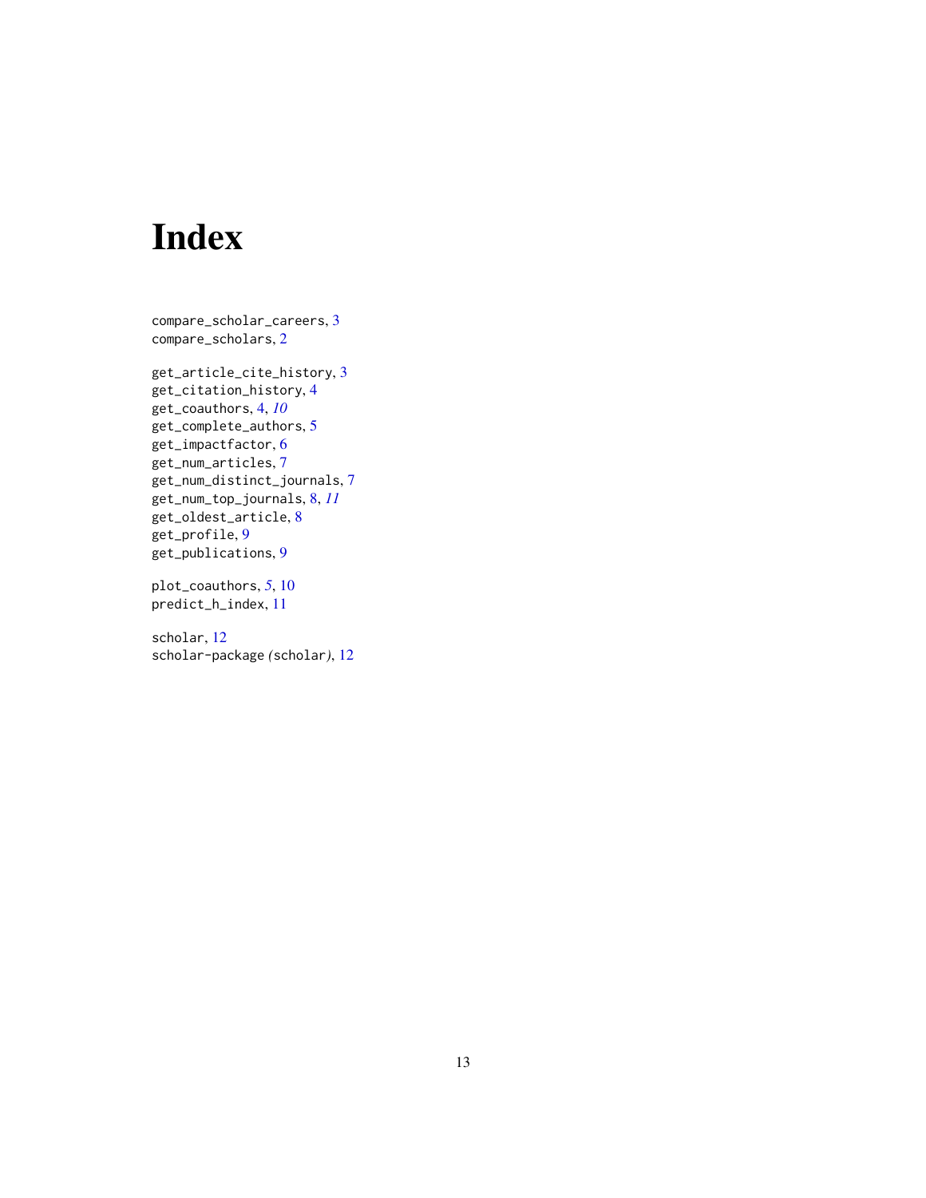# Index

compare_scholar_careers, 3
compare_scholars, 2

get_article_cite_history, 3
get_citation_history, 4
get_coauthors, 4, *10*
get_complete_authors, 5
get_impactfactor, 6
get_num_articles, 7
get_num_distinct_journals, 7
get_num_top_journals, 8, *11*
get_oldest_article, 8
get_profile, 9
get_publications, 9

plot_coauthors, *5*, 10
predict_h_index, 11

scholar, 12
scholar-package *(*scholar*)*, 12